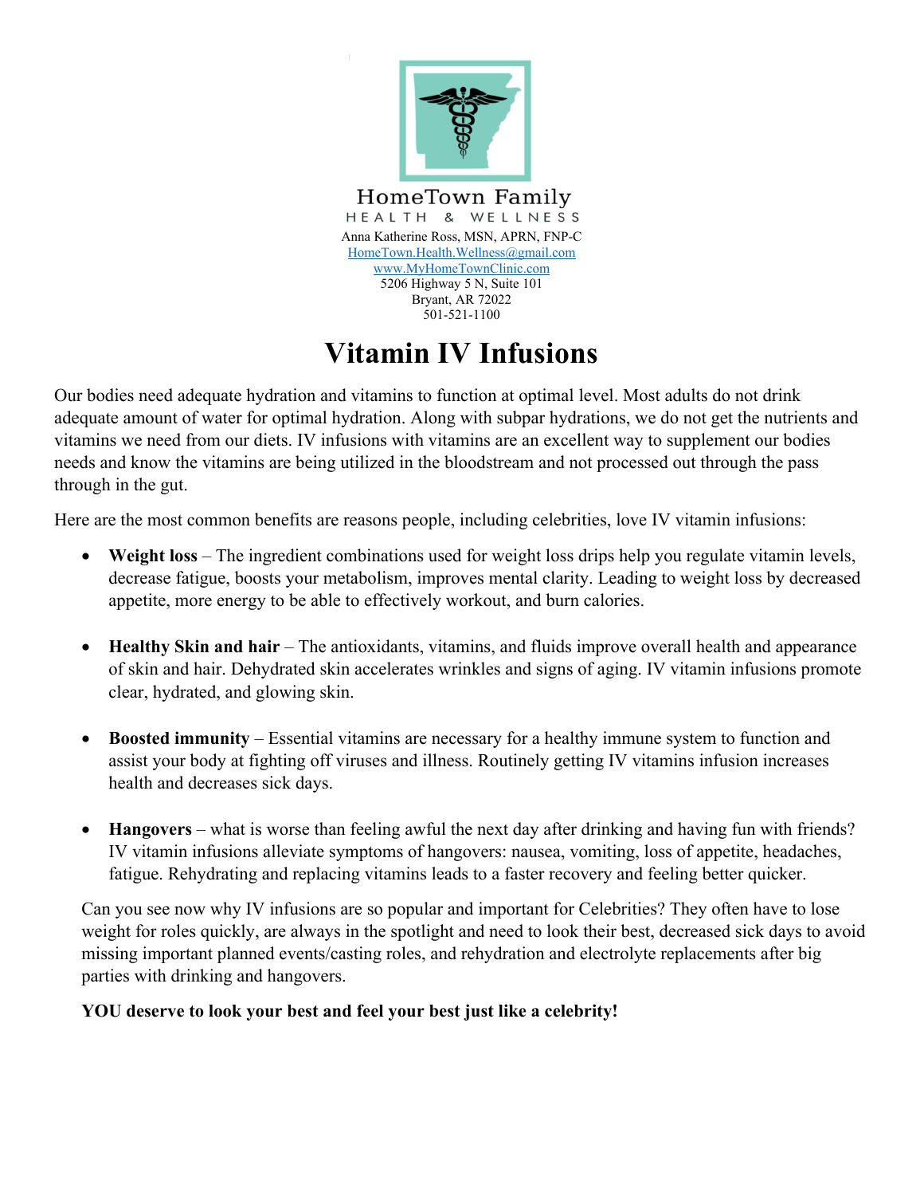HomeTown Family
HEALTH & WELLNESS

Anna Katherine Ross, MSN, APRN, FNP-C
HomeTown.Health.Wellness@gmail.com
www.MyHomeTownClinic.com
5206 Highway 5 N, Suite 101
Bryant, AR 72022
501-521-1100

# Vitamin IV Infusions

Our bodies need adequate hydration and vitamins to function at optimal level. Most adults do not drink adequate amount of water for optimal hydration. Along with subpar hydrations, we do not get the nutrients and vitamins we need from our diets. IV infusions with vitamins are an excellent way to supplement our bodies needs and know the vitamins are being utilized in the bloodstream and not processed out through the pass through in the gut.

Here are the most common benefits are reasons people, including celebrities, love IV vitamin infusions:

- **Weight loss** – The ingredient combinations used for weight loss drips help you regulate vitamin levels, decrease fatigue, boosts your metabolism, improves mental clarity. Leading to weight loss by decreased appetite, more energy to be able to effectively workout, and burn calories.

- **Healthy Skin and hair** – The antioxidants, vitamins, and fluids improve overall health and appearance of skin and hair. Dehydrated skin accelerates wrinkles and signs of aging. IV vitamin infusions promote clear, hydrated, and glowing skin.

- **Boosted immunity** – Essential vitamins are necessary for a healthy immune system to function and assist your body at fighting off viruses and illness. Routinely getting IV vitamins infusion increases health and decreases sick days.

- **Hangovers** – what is worse than feeling awful the next day after drinking and having fun with friends? IV vitamin infusions alleviate symptoms of hangovers: nausea, vomiting, loss of appetite, headaches, fatigue. Rehydrating and replacing vitamins leads to a faster recovery and feeling better quicker.

Can you see now why IV infusions are so popular and important for Celebrities? They often have to lose weight for roles quickly, are always in the spotlight and need to look their best, decreased sick days to avoid missing important planned events/casting roles, and rehydration and electrolyte replacements after big parties with drinking and hangovers.

**YOU deserve to look your best and feel your best just like a celebrity!**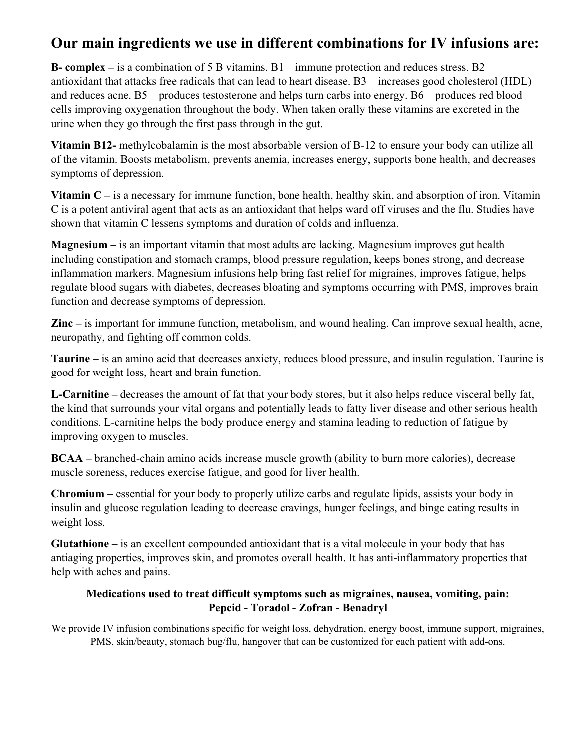## Our main ingredients we use in different combinations for IV infusions are:

**B- complex –** is a combination of 5 B vitamins. B1 – immune protection and reduces stress. B2 – antioxidant that attacks free radicals that can lead to heart disease. B3 – increases good cholesterol (HDL) and reduces acne. B5 – produces testosterone and helps turn carbs into energy. B6 – produces red blood cells improving oxygenation throughout the body. When taken orally these vitamins are excreted in the urine when they go through the first pass through in the gut.

**Vitamin B12-** methylcobalamin is the most absorbable version of B-12 to ensure your body can utilize all of the vitamin. Boosts metabolism, prevents anemia, increases energy, supports bone health, and decreases symptoms of depression.

**Vitamin C –** is a necessary for immune function, bone health, healthy skin, and absorption of iron. Vitamin C is a potent antiviral agent that acts as an antioxidant that helps ward off viruses and the flu. Studies have shown that vitamin C lessens symptoms and duration of colds and influenza.

**Magnesium –** is an important vitamin that most adults are lacking. Magnesium improves gut health including constipation and stomach cramps, blood pressure regulation, keeps bones strong, and decrease inflammation markers. Magnesium infusions help bring fast relief for migraines, improves fatigue, helps regulate blood sugars with diabetes, decreases bloating and symptoms occurring with PMS, improves brain function and decrease symptoms of depression.

**Zinc –** is important for immune function, metabolism, and wound healing. Can improve sexual health, acne, neuropathy, and fighting off common colds.

**Taurine –** is an amino acid that decreases anxiety, reduces blood pressure, and insulin regulation. Taurine is good for weight loss, heart and brain function.

**L-Carnitine –** decreases the amount of fat that your body stores, but it also helps reduce visceral belly fat, the kind that surrounds your vital organs and potentially leads to fatty liver disease and other serious health conditions. L-carnitine helps the body produce energy and stamina leading to reduction of fatigue by improving oxygen to muscles.

**BCAA –** branched-chain amino acids increase muscle growth (ability to burn more calories), decrease muscle soreness, reduces exercise fatigue, and good for liver health.

**Chromium –** essential for your body to properly utilize carbs and regulate lipids, assists your body in insulin and glucose regulation leading to decrease cravings, hunger feelings, and binge eating results in weight loss.

**Glutathione –** is an excellent compounded antioxidant that is a vital molecule in your body that has antiaging properties, improves skin, and promotes overall health. It has anti-inflammatory properties that help with aches and pains.

**Medications used to treat difficult symptoms such as migraines, nausea, vomiting, pain:**
**Pepcid - Toradol - Zofran - Benadryl**

We provide IV infusion combinations specific for weight loss, dehydration, energy boost, immune support, migraines, PMS, skin/beauty, stomach bug/flu, hangover that can be customized for each patient with add-ons.